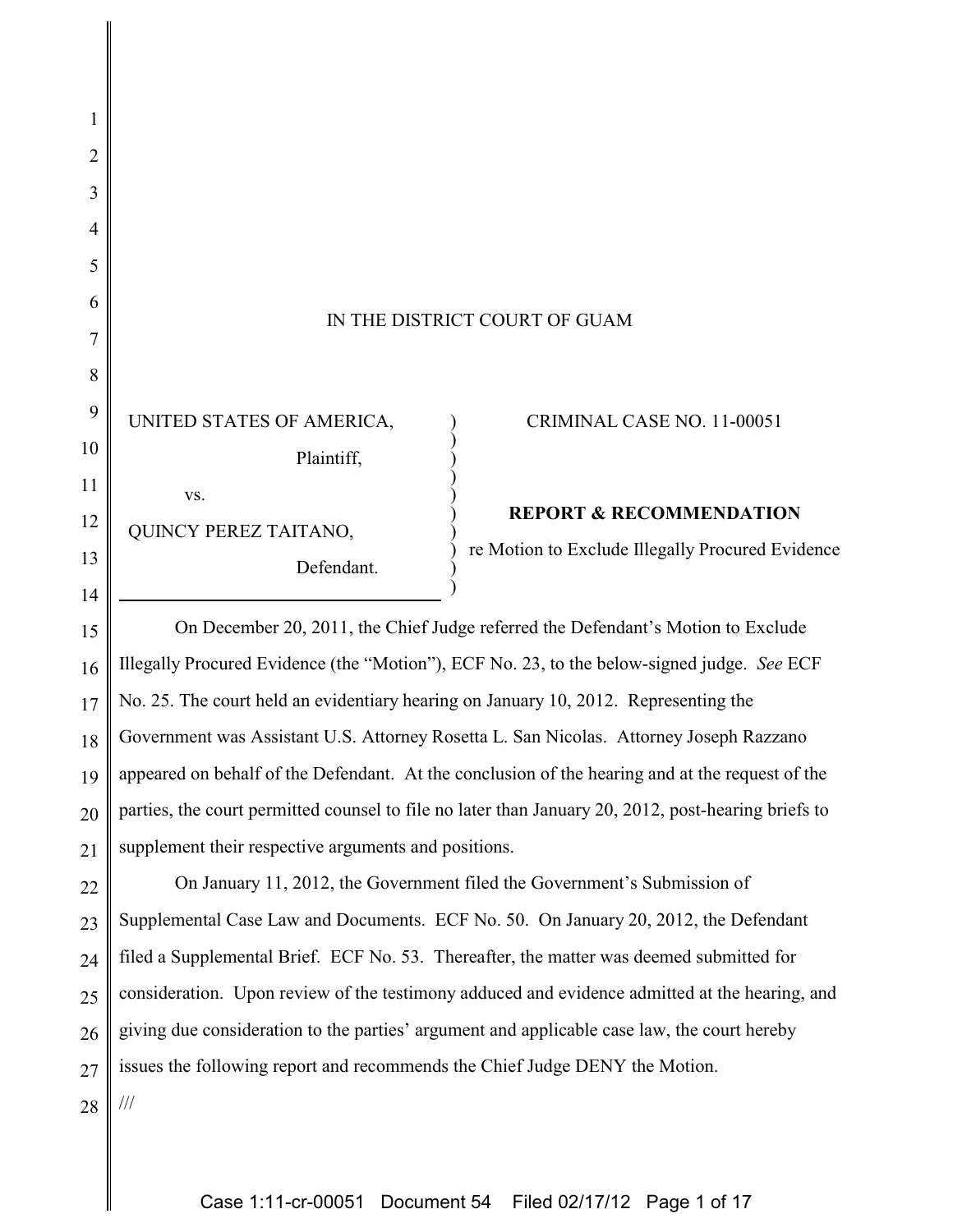IN THE DISTRICT COURT OF GUAM

| | | |
|---|---|---|
| UNITED STATES OF AMERICA,<br>Plaintiff,<br>vs.<br>QUINCY PEREZ TAITANO,<br>Defendant. | ) | CRIMINAL CASE NO. 11-00051<br><br>**REPORT & RECOMMENDATION**<br>re Motion to Exclude Illegally Procured Evidence |

On December 20, 2011, the Chief Judge referred the Defendant's Motion to Exclude Illegally Procured Evidence (the "Motion"), ECF No. 23, to the below-signed judge. *See* ECF No. 25. The court held an evidentiary hearing on January 10, 2012. Representing the Government was Assistant U.S. Attorney Rosetta L. San Nicolas. Attorney Joseph Razzano appeared on behalf of the Defendant. At the conclusion of the hearing and at the request of the parties, the court permitted counsel to file no later than January 20, 2012, post-hearing briefs to supplement their respective arguments and positions.

On January 11, 2012, the Government filed the Government's Submission of Supplemental Case Law and Documents. ECF No. 50. On January 20, 2012, the Defendant filed a Supplemental Brief. ECF No. 53. Thereafter, the matter was deemed submitted for consideration. Upon review of the testimony adduced and evidence admitted at the hearing, and giving due consideration to the parties' argument and applicable case law, the court hereby issues the following report and recommends the Chief Judge DENY the Motion.

///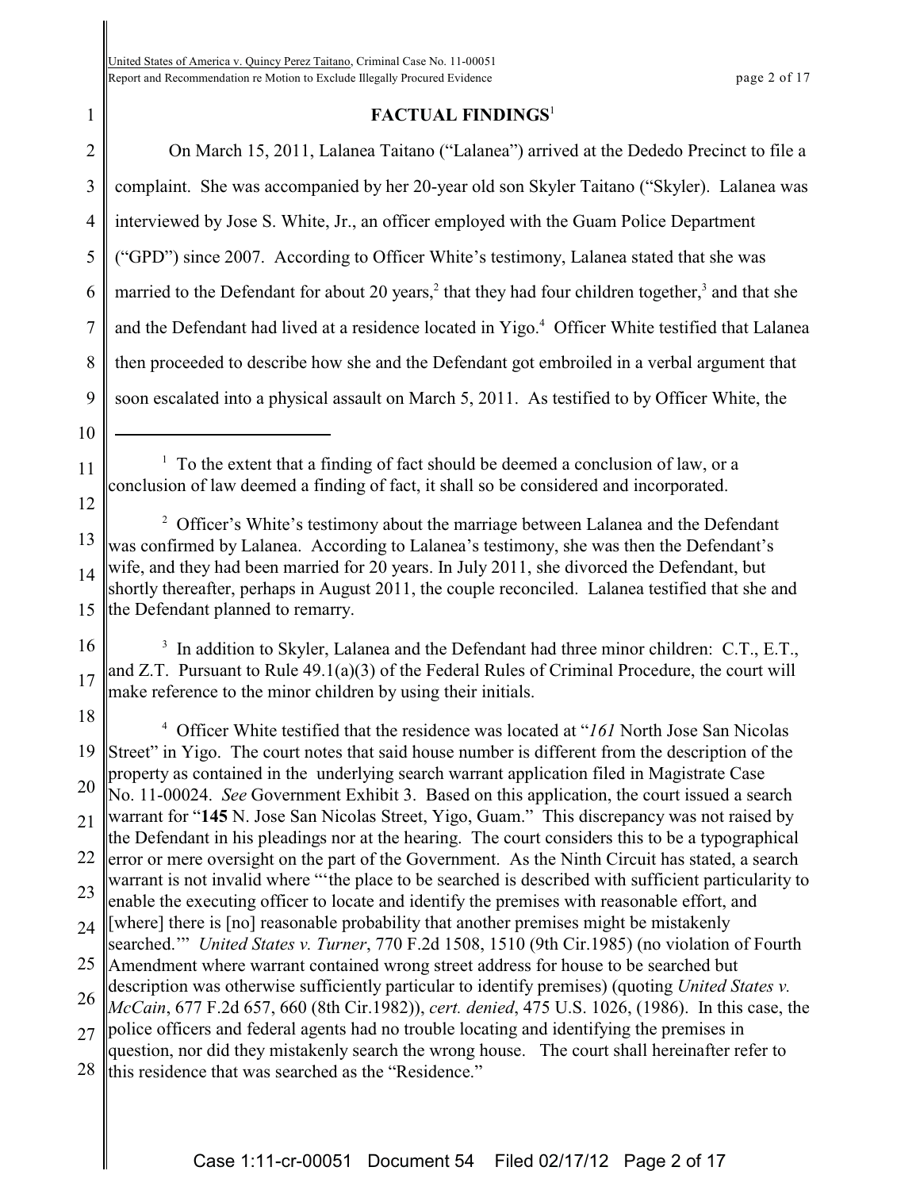## FACTUAL FINDINGS[1]

On March 15, 2011, Lalanea Taitano ("Lalanea") arrived at the Dededo Precinct to file a complaint. She was accompanied by her 20-year old son Skyler Taitano ("Skyler). Lalanea was interviewed by Jose S. White, Jr., an officer employed with the Guam Police Department ("GPD") since 2007. According to Officer White's testimony, Lalanea stated that she was married to the Defendant for about 20 years,[2] that they had four children together,[3] and that she and the Defendant had lived at a residence located in Yigo.[4] Officer White testified that Lalanea then proceeded to describe how she and the Defendant got embroiled in a verbal argument that soon escalated into a physical assault on March 5, 2011. As testified to by Officer White, the

---

[1] To the extent that a finding of fact should be deemed a conclusion of law, or a conclusion of law deemed a finding of fact, it shall so be considered and incorporated.

[2] Officer's White's testimony about the marriage between Lalanea and the Defendant was confirmed by Lalanea. According to Lalanea's testimony, she was then the Defendant's wife, and they had been married for 20 years. In July 2011, she divorced the Defendant, but shortly thereafter, perhaps in August 2011, the couple reconciled. Lalanea testified that she and the Defendant planned to remarry.

[3] In addition to Skyler, Lalanea and the Defendant had three minor children: C.T., E.T., and Z.T. Pursuant to Rule 49.1(a)(3) of the Federal Rules of Criminal Procedure, the court will make reference to the minor children by using their initials.

[4] Officer White testified that the residence was located at "*161* North Jose San Nicolas Street" in Yigo. The court notes that said house number is different from the description of the property as contained in the underlying search warrant application filed in Magistrate Case No. 11-00024. *See* Government Exhibit 3. Based on this application, the court issued a search warrant for "**145** N. Jose San Nicolas Street, Yigo, Guam." This discrepancy was not raised by the Defendant in his pleadings nor at the hearing. The court considers this to be a typographical error or mere oversight on the part of the Government. As the Ninth Circuit has stated, a search warrant is not invalid where "'the place to be searched is described with sufficient particularity to enable the executing officer to locate and identify the premises with reasonable effort, and [where] there is [no] reasonable probability that another premises might be mistakenly searched.'" *United States v. Turner*, 770 F.2d 1508, 1510 (9th Cir.1985) (no violation of Fourth Amendment where warrant contained wrong street address for house to be searched but description was otherwise sufficiently particular to identify premises) (quoting *United States v. McCain*, 677 F.2d 657, 660 (8th Cir.1982)), *cert. denied*, 475 U.S. 1026, (1986). In this case, the police officers and federal agents had no trouble locating and identifying the premises in question, nor did they mistakenly search the wrong house. The court shall hereinafter refer to this residence that was searched as the "Residence."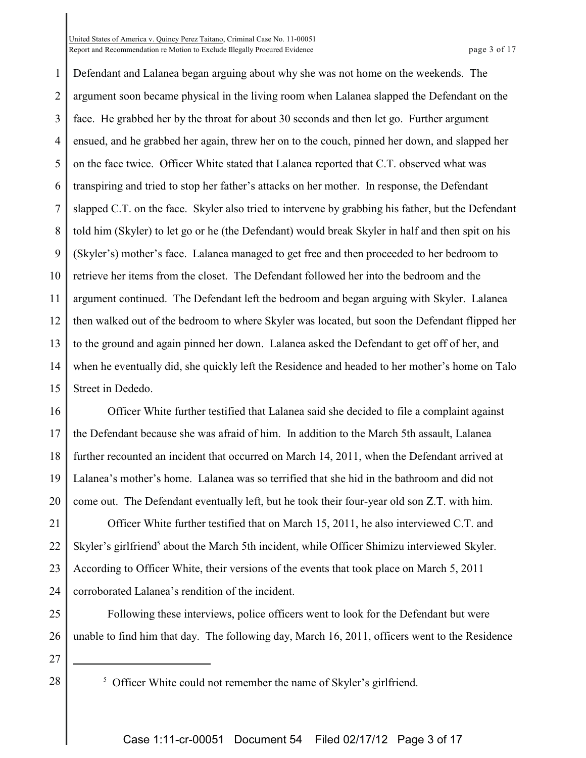Defendant and Lalanea began arguing about why she was not home on the weekends. The argument soon became physical in the living room when Lalanea slapped the Defendant on the face. He grabbed her by the throat for about 30 seconds and then let go. Further argument ensued, and he grabbed her again, threw her on to the couch, pinned her down, and slapped her on the face twice. Officer White stated that Lalanea reported that C.T. observed what was transpiring and tried to stop her father's attacks on her mother. In response, the Defendant slapped C.T. on the face. Skyler also tried to intervene by grabbing his father, but the Defendant told him (Skyler) to let go or he (the Defendant) would break Skyler in half and then spit on his (Skyler's) mother's face. Lalanea managed to get free and then proceeded to her bedroom to retrieve her items from the closet. The Defendant followed her into the bedroom and the argument continued. The Defendant left the bedroom and began arguing with Skyler. Lalanea then walked out of the bedroom to where Skyler was located, but soon the Defendant flipped her to the ground and again pinned her down. Lalanea asked the Defendant to get off of her, and when he eventually did, she quickly left the Residence and headed to her mother's home on Talo Street in Dededo.

Officer White further testified that Lalanea said she decided to file a complaint against the Defendant because she was afraid of him. In addition to the March 5th assault, Lalanea further recounted an incident that occurred on March 14, 2011, when the Defendant arrived at Lalanea's mother's home. Lalanea was so terrified that she hid in the bathroom and did not come out. The Defendant eventually left, but he took their four-year old son Z.T. with him.

Officer White further testified that on March 15, 2011, he also interviewed C.T. and Skyler's girlfriend[5] about the March 5th incident, while Officer Shimizu interviewed Skyler. According to Officer White, their versions of the events that took place on March 5, 2011 corroborated Lalanea's rendition of the incident.

Following these interviews, police officers went to look for the Defendant but were unable to find him that day. The following day, March 16, 2011, officers went to the Residence

[5] Officer White could not remember the name of Skyler's girlfriend.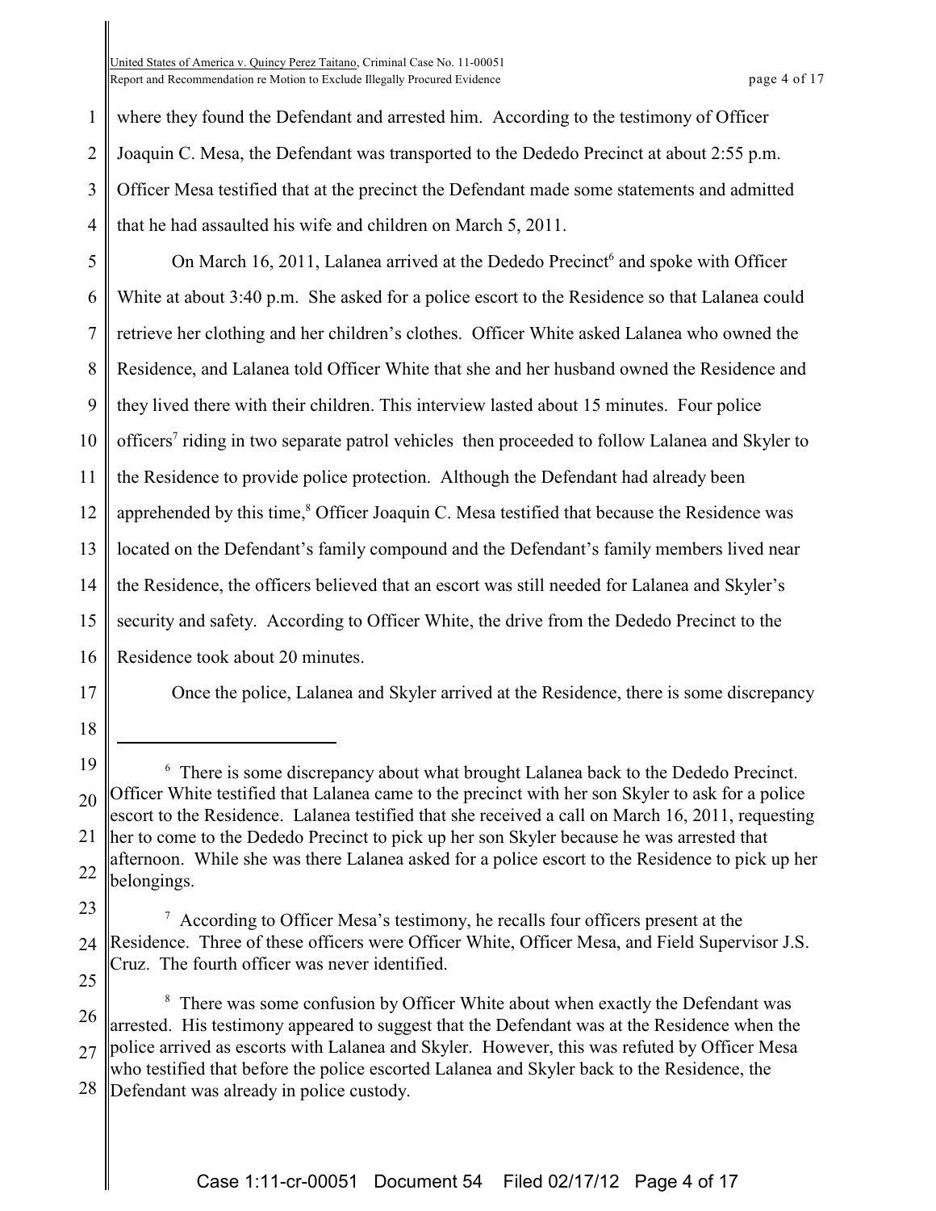where they found the Defendant and arrested him. According to the testimony of Officer Joaquin C. Mesa, the Defendant was transported to the Dededo Precinct at about 2:55 p.m. Officer Mesa testified that at the precinct the Defendant made some statements and admitted that he had assaulted his wife and children on March 5, 2011.

On March 16, 2011, Lalanea arrived at the Dededo Precinct[6] and spoke with Officer White at about 3:40 p.m. She asked for a police escort to the Residence so that Lalanea could retrieve her clothing and her children's clothes. Officer White asked Lalanea who owned the Residence, and Lalanea told Officer White that she and her husband owned the Residence and they lived there with their children. This interview lasted about 15 minutes. Four police officers[7] riding in two separate patrol vehicles then proceeded to follow Lalanea and Skyler to the Residence to provide police protection. Although the Defendant had already been apprehended by this time,[8] Officer Joaquin C. Mesa testified that because the Residence was located on the Defendant's family compound and the Defendant's family members lived near the Residence, the officers believed that an escort was still needed for Lalanea and Skyler's security and safety. According to Officer White, the drive from the Dededo Precinct to the Residence took about 20 minutes.

Once the police, Lalanea and Skyler arrived at the Residence, there is some discrepancy

---

[6] There is some discrepancy about what brought Lalanea back to the Dededo Precinct. Officer White testified that Lalanea came to the precinct with her son Skyler to ask for a police escort to the Residence. Lalanea testified that she received a call on March 16, 2011, requesting her to come to the Dededo Precinct to pick up her son Skyler because he was arrested that afternoon. While she was there Lalanea asked for a police escort to the Residence to pick up her belongings.

[7] According to Officer Mesa's testimony, he recalls four officers present at the Residence. Three of these officers were Officer White, Officer Mesa, and Field Supervisor J.S. Cruz. The fourth officer was never identified.

[8] There was some confusion by Officer White about when exactly the Defendant was arrested. His testimony appeared to suggest that the Defendant was at the Residence when the police arrived as escorts with Lalanea and Skyler. However, this was refuted by Officer Mesa who testified that before the police escorted Lalanea and Skyler back to the Residence, the Defendant was already in police custody.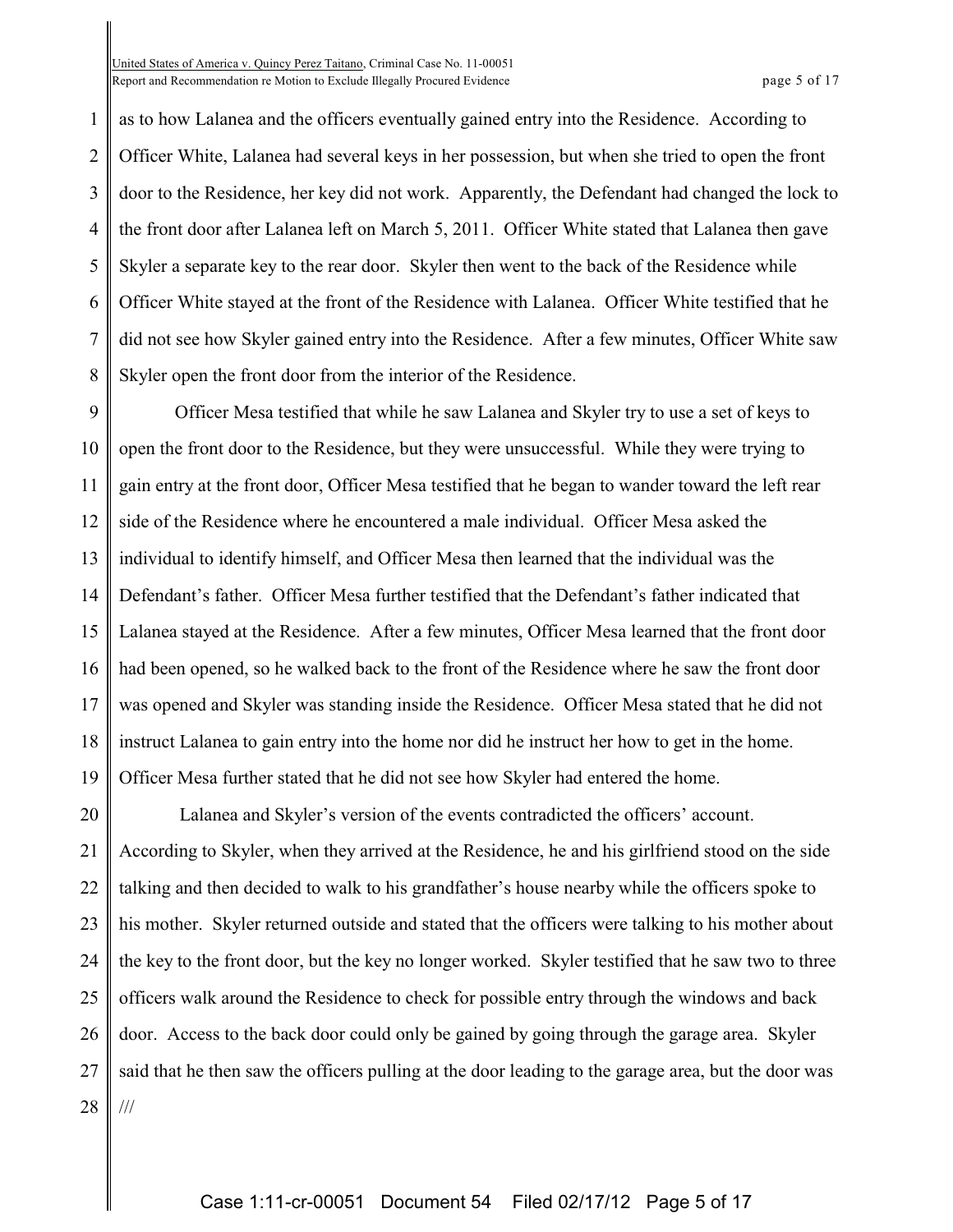as to how Lalanea and the officers eventually gained entry into the Residence. According to Officer White, Lalanea had several keys in her possession, but when she tried to open the front door to the Residence, her key did not work. Apparently, the Defendant had changed the lock to the front door after Lalanea left on March 5, 2011. Officer White stated that Lalanea then gave Skyler a separate key to the rear door. Skyler then went to the back of the Residence while Officer White stayed at the front of the Residence with Lalanea. Officer White testified that he did not see how Skyler gained entry into the Residence. After a few minutes, Officer White saw Skyler open the front door from the interior of the Residence.

Officer Mesa testified that while he saw Lalanea and Skyler try to use a set of keys to open the front door to the Residence, but they were unsuccessful. While they were trying to gain entry at the front door, Officer Mesa testified that he began to wander toward the left rear side of the Residence where he encountered a male individual. Officer Mesa asked the individual to identify himself, and Officer Mesa then learned that the individual was the Defendant's father. Officer Mesa further testified that the Defendant's father indicated that Lalanea stayed at the Residence. After a few minutes, Officer Mesa learned that the front door had been opened, so he walked back to the front of the Residence where he saw the front door was opened and Skyler was standing inside the Residence. Officer Mesa stated that he did not instruct Lalanea to gain entry into the home nor did he instruct her how to get in the home. Officer Mesa further stated that he did not see how Skyler had entered the home.

Lalanea and Skyler's version of the events contradicted the officers' account. According to Skyler, when they arrived at the Residence, he and his girlfriend stood on the side talking and then decided to walk to his grandfather's house nearby while the officers spoke to his mother. Skyler returned outside and stated that the officers were talking to his mother about the key to the front door, but the key no longer worked. Skyler testified that he saw two to three officers walk around the Residence to check for possible entry through the windows and back door. Access to the back door could only be gained by going through the garage area. Skyler said that he then saw the officers pulling at the door leading to the garage area, but the door was

///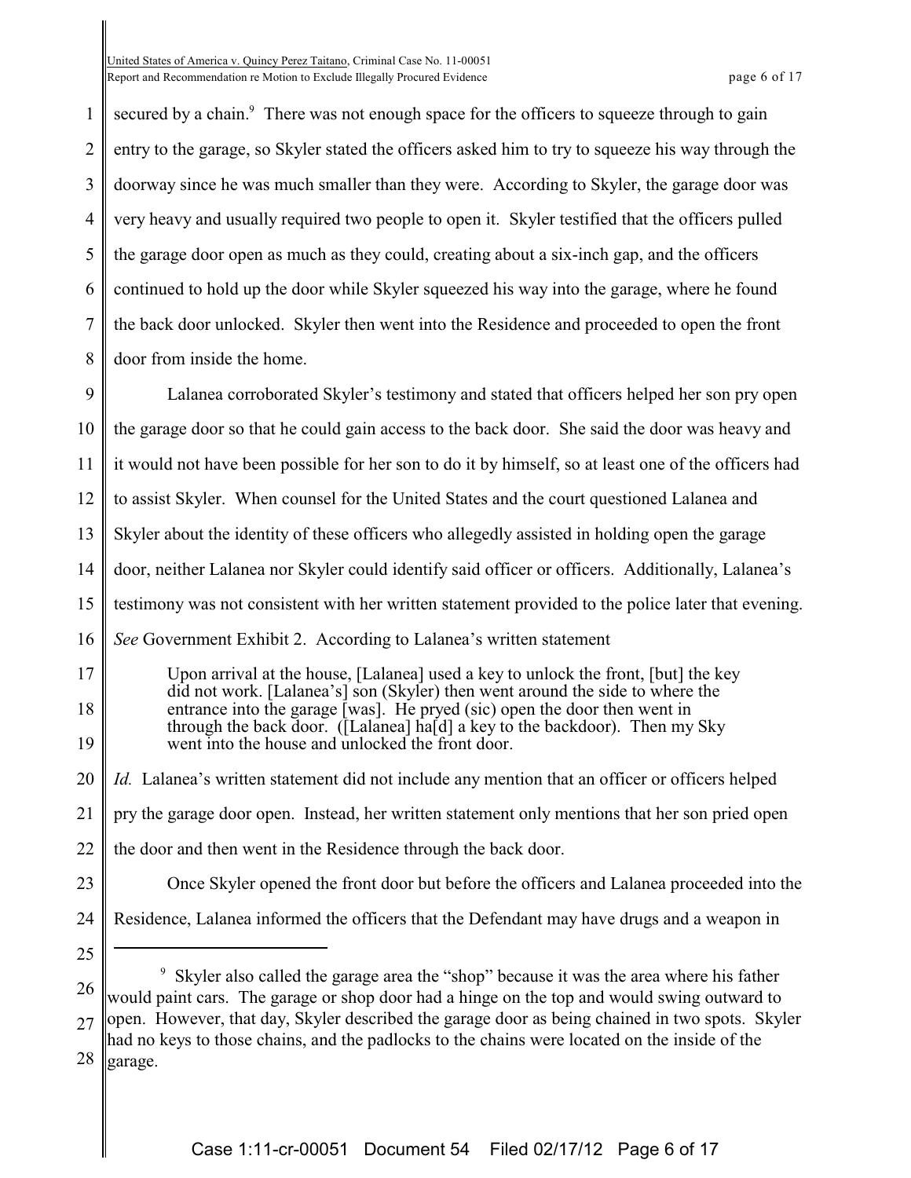secured by a chain.[9] There was not enough space for the officers to squeeze through to gain entry to the garage, so Skyler stated the officers asked him to try to squeeze his way through the doorway since he was much smaller than they were. According to Skyler, the garage door was very heavy and usually required two people to open it. Skyler testified that the officers pulled the garage door open as much as they could, creating about a six-inch gap, and the officers continued to hold up the door while Skyler squeezed his way into the garage, where he found the back door unlocked. Skyler then went into the Residence and proceeded to open the front door from inside the home.

Lalanea corroborated Skyler's testimony and stated that officers helped her son pry open the garage door so that he could gain access to the back door. She said the door was heavy and it would not have been possible for her son to do it by himself, so at least one of the officers had to assist Skyler. When counsel for the United States and the court questioned Lalanea and Skyler about the identity of these officers who allegedly assisted in holding open the garage door, neither Lalanea nor Skyler could identify said officer or officers. Additionally, Lalanea's testimony was not consistent with her written statement provided to the police later that evening. *See* Government Exhibit 2. According to Lalanea's written statement

> Upon arrival at the house, [Lalanea] used a key to unlock the front, [but] the key did not work. [Lalanea's] son (Skyler) then went around the side to where the entrance into the garage [was]. He pryed (sic) open the door then went in through the back door. ([Lalanea] ha[d] a key to the backdoor). Then my Sky went into the house and unlocked the front door.

*Id.* Lalanea's written statement did not include any mention that an officer or officers helped pry the garage door open. Instead, her written statement only mentions that her son pried open the door and then went in the Residence through the back door.

Once Skyler opened the front door but before the officers and Lalanea proceeded into the Residence, Lalanea informed the officers that the Defendant may have drugs and a weapon in

---

[9] Skyler also called the garage area the "shop" because it was the area where his father would paint cars. The garage or shop door had a hinge on the top and would swing outward to open. However, that day, Skyler described the garage door as being chained in two spots. Skyler had no keys to those chains, and the padlocks to the chains were located on the inside of the garage.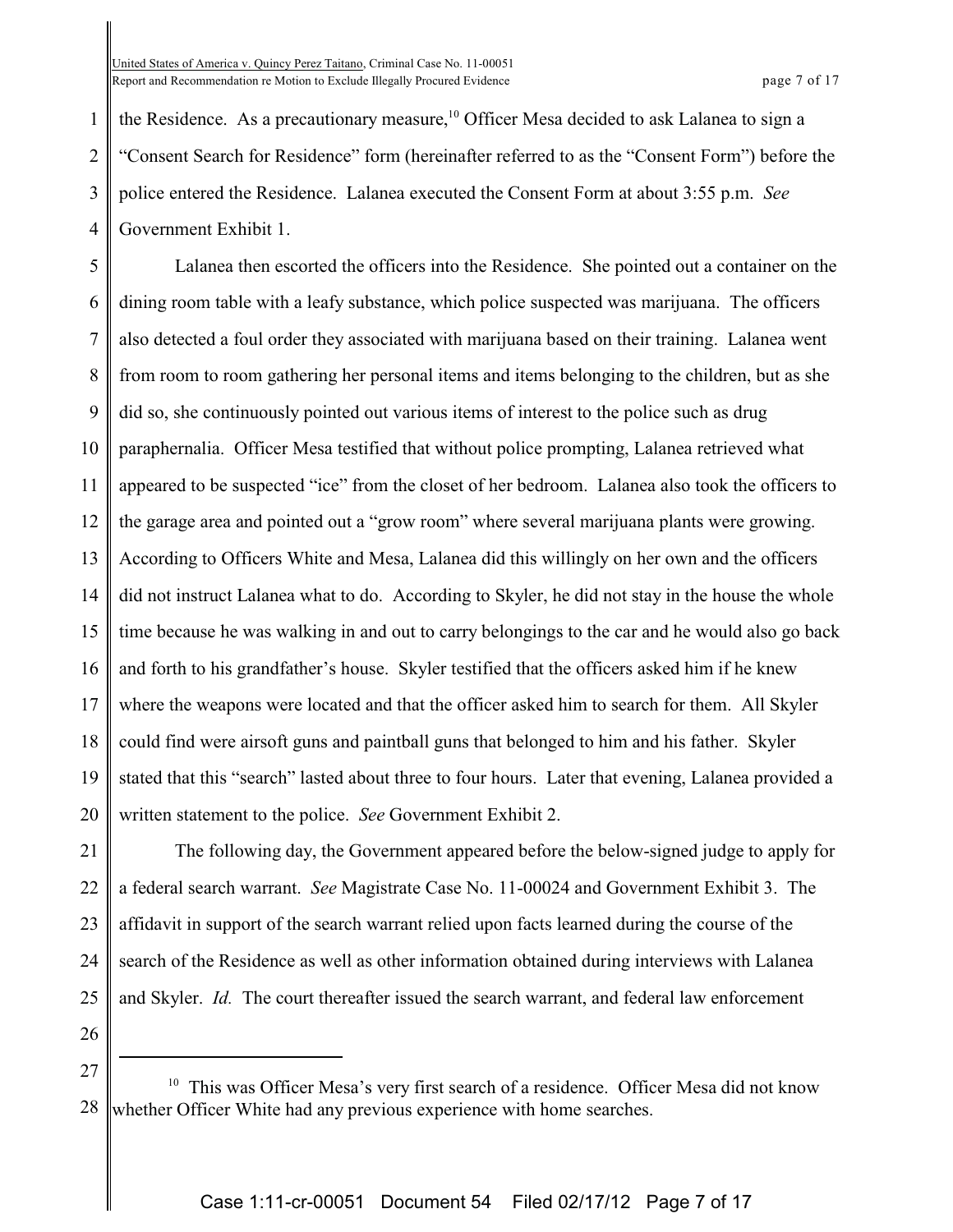the Residence. As a precautionary measure,[10] Officer Mesa decided to ask Lalanea to sign a "Consent Search for Residence" form (hereinafter referred to as the "Consent Form") before the police entered the Residence. Lalanea executed the Consent Form at about 3:55 p.m. *See* Government Exhibit 1.

Lalanea then escorted the officers into the Residence. She pointed out a container on the dining room table with a leafy substance, which police suspected was marijuana. The officers also detected a foul order they associated with marijuana based on their training. Lalanea went from room to room gathering her personal items and items belonging to the children, but as she did so, she continuously pointed out various items of interest to the police such as drug paraphernalia. Officer Mesa testified that without police prompting, Lalanea retrieved what appeared to be suspected "ice" from the closet of her bedroom. Lalanea also took the officers to the garage area and pointed out a "grow room" where several marijuana plants were growing. According to Officers White and Mesa, Lalanea did this willingly on her own and the officers did not instruct Lalanea what to do. According to Skyler, he did not stay in the house the whole time because he was walking in and out to carry belongings to the car and he would also go back and forth to his grandfather's house. Skyler testified that the officers asked him if he knew where the weapons were located and that the officer asked him to search for them. All Skyler could find were airsoft guns and paintball guns that belonged to him and his father. Skyler stated that this "search" lasted about three to four hours. Later that evening, Lalanea provided a written statement to the police. *See* Government Exhibit 2.

The following day, the Government appeared before the below-signed judge to apply for a federal search warrant. *See* Magistrate Case No. 11-00024 and Government Exhibit 3. The affidavit in support of the search warrant relied upon facts learned during the course of the search of the Residence as well as other information obtained during interviews with Lalanea and Skyler. *Id.* The court thereafter issued the search warrant, and federal law enforcement

---

[10] This was Officer Mesa's very first search of a residence. Officer Mesa did not know whether Officer White had any previous experience with home searches.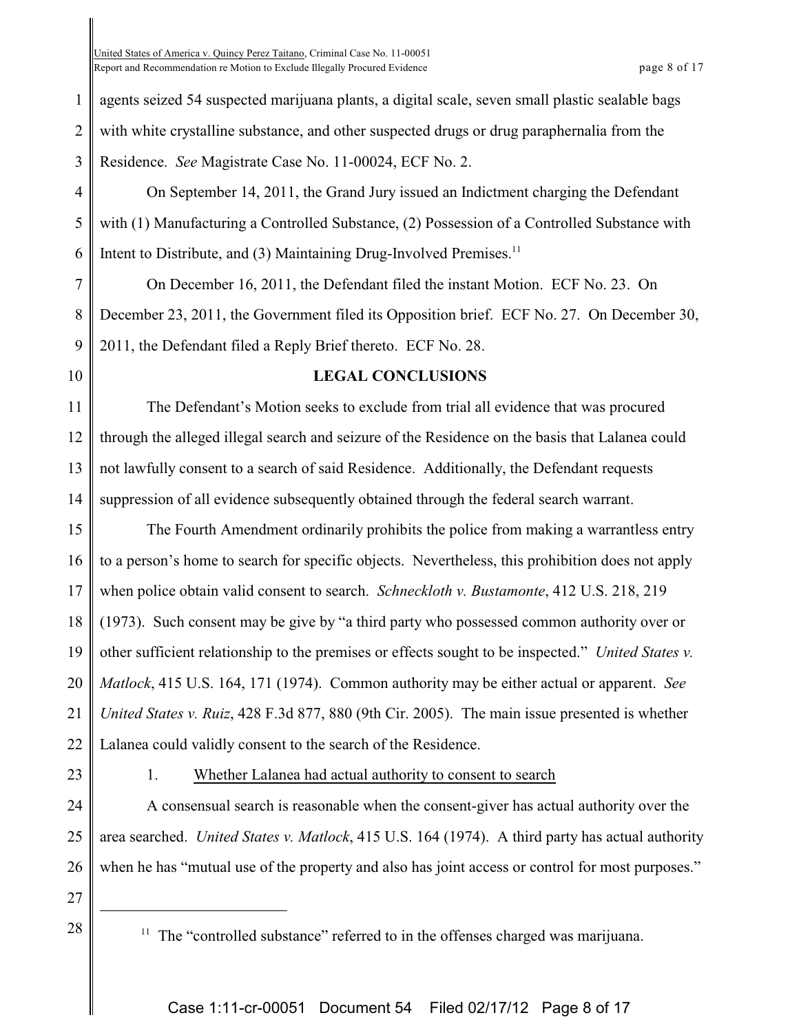agents seized 54 suspected marijuana plants, a digital scale, seven small plastic sealable bags with white crystalline substance, and other suspected drugs or drug paraphernalia from the Residence. *See* Magistrate Case No. 11-00024, ECF No. 2.

On September 14, 2011, the Grand Jury issued an Indictment charging the Defendant with (1) Manufacturing a Controlled Substance, (2) Possession of a Controlled Substance with Intent to Distribute, and (3) Maintaining Drug-Involved Premises.[11]

On December 16, 2011, the Defendant filed the instant Motion. ECF No. 23. On December 23, 2011, the Government filed its Opposition brief. ECF No. 27. On December 30, 2011, the Defendant filed a Reply Brief thereto. ECF No. 28.

## LEGAL CONCLUSIONS

The Defendant's Motion seeks to exclude from trial all evidence that was procured through the alleged illegal search and seizure of the Residence on the basis that Lalanea could not lawfully consent to a search of said Residence. Additionally, the Defendant requests suppression of all evidence subsequently obtained through the federal search warrant.

The Fourth Amendment ordinarily prohibits the police from making a warrantless entry to a person's home to search for specific objects. Nevertheless, this prohibition does not apply when police obtain valid consent to search. *Schneckloth v. Bustamonte*, 412 U.S. 218, 219 (1973). Such consent may be give by "a third party who possessed common authority over or other sufficient relationship to the premises or effects sought to be inspected." *United States v. Matlock*, 415 U.S. 164, 171 (1974). Common authority may be either actual or apparent. *See United States v. Ruiz*, 428 F.3d 877, 880 (9th Cir. 2005). The main issue presented is whether Lalanea could validly consent to the search of the Residence.

### 1. Whether Lalanea had actual authority to consent to search

A consensual search is reasonable when the consent-giver has actual authority over the area searched. *United States v. Matlock*, 415 U.S. 164 (1974). A third party has actual authority when he has "mutual use of the property and also has joint access or control for most purposes."

---

[11] The "controlled substance" referred to in the offenses charged was marijuana.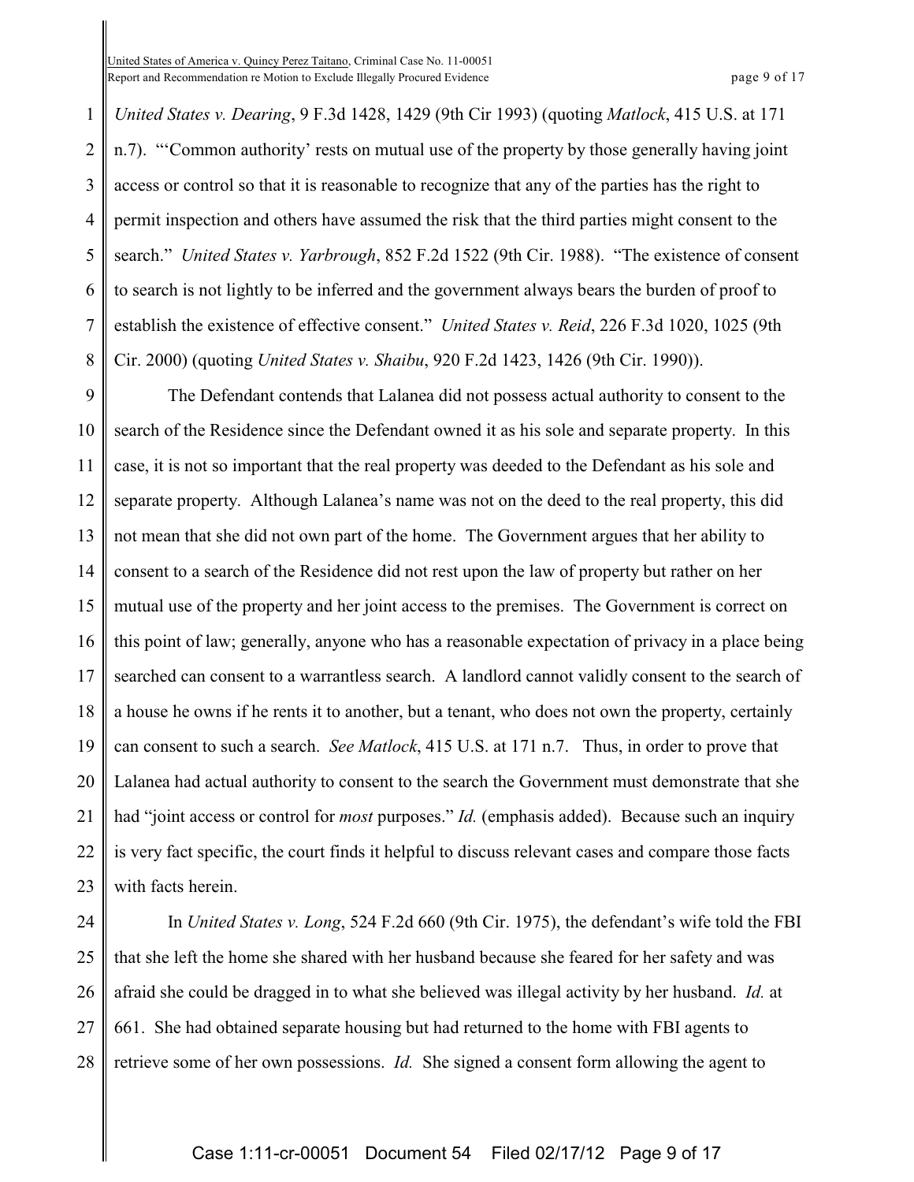*United States v. Dearing*, 9 F.3d 1428, 1429 (9th Cir 1993) (quoting *Matlock*, 415 U.S. at 171 n.7). "'Common authority' rests on mutual use of the property by those generally having joint access or control so that it is reasonable to recognize that any of the parties has the right to permit inspection and others have assumed the risk that the third parties might consent to the search." *United States v. Yarbrough*, 852 F.2d 1522 (9th Cir. 1988). "The existence of consent to search is not lightly to be inferred and the government always bears the burden of proof to establish the existence of effective consent." *United States v. Reid*, 226 F.3d 1020, 1025 (9th Cir. 2000) (quoting *United States v. Shaibu*, 920 F.2d 1423, 1426 (9th Cir. 1990)).

The Defendant contends that Lalanea did not possess actual authority to consent to the search of the Residence since the Defendant owned it as his sole and separate property. In this case, it is not so important that the real property was deeded to the Defendant as his sole and separate property. Although Lalanea's name was not on the deed to the real property, this did not mean that she did not own part of the home. The Government argues that her ability to consent to a search of the Residence did not rest upon the law of property but rather on her mutual use of the property and her joint access to the premises. The Government is correct on this point of law; generally, anyone who has a reasonable expectation of privacy in a place being searched can consent to a warrantless search. A landlord cannot validly consent to the search of a house he owns if he rents it to another, but a tenant, who does not own the property, certainly can consent to such a search. *See Matlock*, 415 U.S. at 171 n.7. Thus, in order to prove that Lalanea had actual authority to consent to the search the Government must demonstrate that she had "joint access or control for *most* purposes." *Id.* (emphasis added). Because such an inquiry is very fact specific, the court finds it helpful to discuss relevant cases and compare those facts with facts herein.

In *United States v. Long*, 524 F.2d 660 (9th Cir. 1975), the defendant's wife told the FBI that she left the home she shared with her husband because she feared for her safety and was afraid she could be dragged in to what she believed was illegal activity by her husband. *Id.* at 661. She had obtained separate housing but had returned to the home with FBI agents to retrieve some of her own possessions. *Id.* She signed a consent form allowing the agent to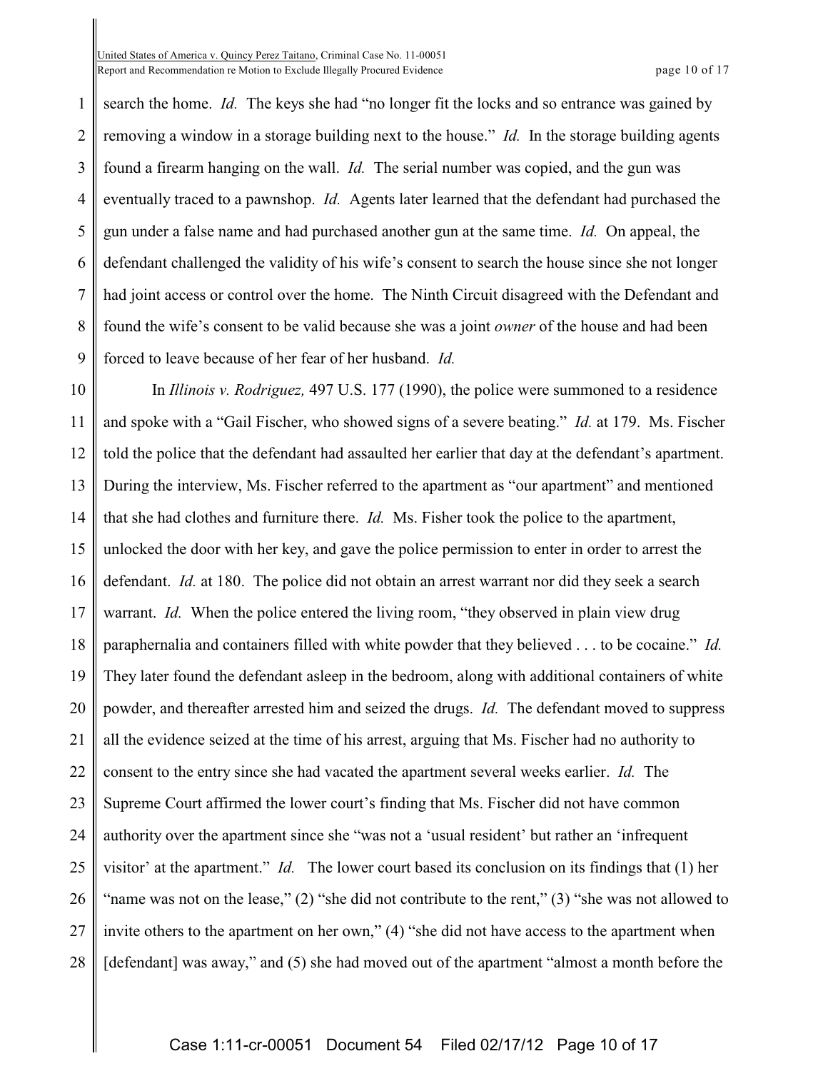search the home. *Id.* The keys she had "no longer fit the locks and so entrance was gained by removing a window in a storage building next to the house." *Id.* In the storage building agents found a firearm hanging on the wall. *Id.* The serial number was copied, and the gun was eventually traced to a pawnshop. *Id.* Agents later learned that the defendant had purchased the gun under a false name and had purchased another gun at the same time. *Id.* On appeal, the defendant challenged the validity of his wife's consent to search the house since she not longer had joint access or control over the home. The Ninth Circuit disagreed with the Defendant and found the wife's consent to be valid because she was a joint *owner* of the house and had been forced to leave because of her fear of her husband. *Id.*

In *Illinois v. Rodriguez,* 497 U.S. 177 (1990), the police were summoned to a residence and spoke with a "Gail Fischer, who showed signs of a severe beating." *Id.* at 179. Ms. Fischer told the police that the defendant had assaulted her earlier that day at the defendant's apartment. During the interview, Ms. Fischer referred to the apartment as "our apartment" and mentioned that she had clothes and furniture there. *Id.* Ms. Fisher took the police to the apartment, unlocked the door with her key, and gave the police permission to enter in order to arrest the defendant. *Id.* at 180. The police did not obtain an arrest warrant nor did they seek a search warrant. *Id.* When the police entered the living room, "they observed in plain view drug paraphernalia and containers filled with white powder that they believed . . . to be cocaine." *Id.* They later found the defendant asleep in the bedroom, along with additional containers of white powder, and thereafter arrested him and seized the drugs. *Id.* The defendant moved to suppress all the evidence seized at the time of his arrest, arguing that Ms. Fischer had no authority to consent to the entry since she had vacated the apartment several weeks earlier. *Id.* The Supreme Court affirmed the lower court's finding that Ms. Fischer did not have common authority over the apartment since she "was not a 'usual resident' but rather an 'infrequent visitor' at the apartment." *Id.* The lower court based its conclusion on its findings that (1) her "name was not on the lease," (2) "she did not contribute to the rent," (3) "she was not allowed to invite others to the apartment on her own," (4) "she did not have access to the apartment when [defendant] was away," and (5) she had moved out of the apartment "almost a month before the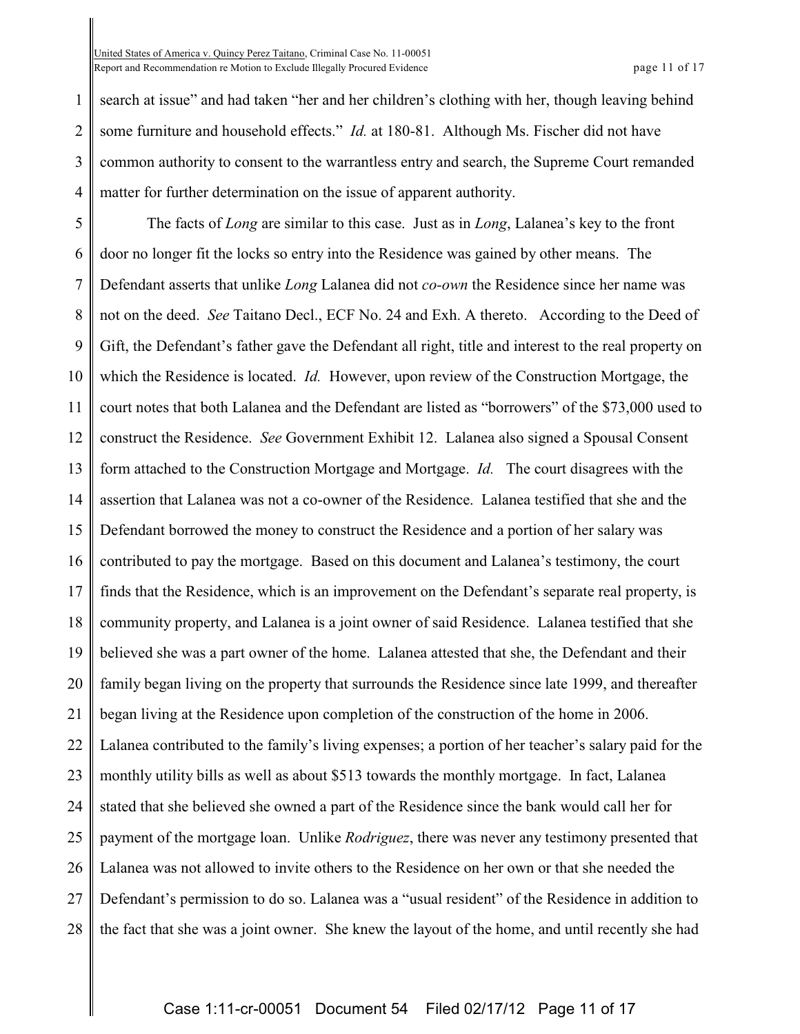search at issue" and had taken "her and her children's clothing with her, though leaving behind some furniture and household effects." *Id.* at 180-81. Although Ms. Fischer did not have common authority to consent to the warrantless entry and search, the Supreme Court remanded matter for further determination on the issue of apparent authority.

The facts of *Long* are similar to this case. Just as in *Long*, Lalanea's key to the front door no longer fit the locks so entry into the Residence was gained by other means. The Defendant asserts that unlike *Long* Lalanea did not *co-own* the Residence since her name was not on the deed. *See* Taitano Decl., ECF No. 24 and Exh. A thereto. According to the Deed of Gift, the Defendant's father gave the Defendant all right, title and interest to the real property on which the Residence is located. *Id.* However, upon review of the Construction Mortgage, the court notes that both Lalanea and the Defendant are listed as "borrowers" of the $73,000 used to construct the Residence. *See* Government Exhibit 12. Lalanea also signed a Spousal Consent form attached to the Construction Mortgage and Mortgage. *Id.* The court disagrees with the assertion that Lalanea was not a co-owner of the Residence. Lalanea testified that she and the Defendant borrowed the money to construct the Residence and a portion of her salary was contributed to pay the mortgage. Based on this document and Lalanea's testimony, the court finds that the Residence, which is an improvement on the Defendant's separate real property, is community property, and Lalanea is a joint owner of said Residence. Lalanea testified that she believed she was a part owner of the home. Lalanea attested that she, the Defendant and their family began living on the property that surrounds the Residence since late 1999, and thereafter began living at the Residence upon completion of the construction of the home in 2006. Lalanea contributed to the family's living expenses; a portion of her teacher's salary paid for the monthly utility bills as well as about $513 towards the monthly mortgage. In fact, Lalanea stated that she believed she owned a part of the Residence since the bank would call her for payment of the mortgage loan. Unlike *Rodriguez*, there was never any testimony presented that Lalanea was not allowed to invite others to the Residence on her own or that she needed the Defendant's permission to do so. Lalanea was a "usual resident" of the Residence in addition to the fact that she was a joint owner. She knew the layout of the home, and until recently she had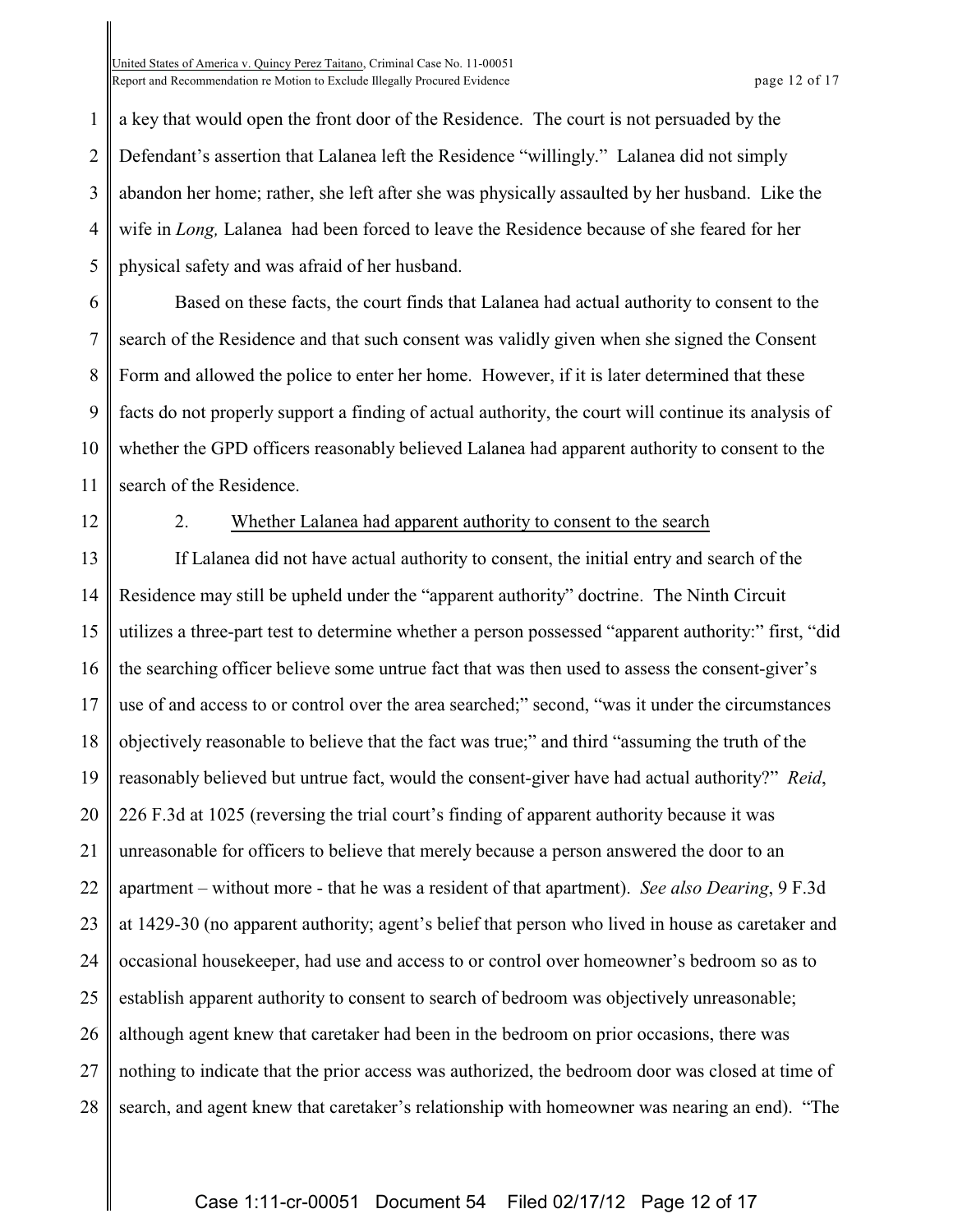a key that would open the front door of the Residence. The court is not persuaded by the Defendant's assertion that Lalanea left the Residence "willingly." Lalanea did not simply abandon her home; rather, she left after she was physically assaulted by her husband. Like the wife in *Long,* Lalanea had been forced to leave the Residence because of she feared for her physical safety and was afraid of her husband.

Based on these facts, the court finds that Lalanea had actual authority to consent to the search of the Residence and that such consent was validly given when she signed the Consent Form and allowed the police to enter her home. However, if it is later determined that these facts do not properly support a finding of actual authority, the court will continue its analysis of whether the GPD officers reasonably believed Lalanea had apparent authority to consent to the search of the Residence.

2. Whether Lalanea had apparent authority to consent to the search

If Lalanea did not have actual authority to consent, the initial entry and search of the Residence may still be upheld under the "apparent authority" doctrine. The Ninth Circuit utilizes a three-part test to determine whether a person possessed "apparent authority:" first, "did the searching officer believe some untrue fact that was then used to assess the consent-giver's use of and access to or control over the area searched;" second, "was it under the circumstances objectively reasonable to believe that the fact was true;" and third "assuming the truth of the reasonably believed but untrue fact, would the consent-giver have had actual authority?" *Reid*, 226 F.3d at 1025 (reversing the trial court's finding of apparent authority because it was unreasonable for officers to believe that merely because a person answered the door to an apartment – without more - that he was a resident of that apartment). *See also Dearing*, 9 F.3d at 1429-30 (no apparent authority; agent's belief that person who lived in house as caretaker and occasional housekeeper, had use and access to or control over homeowner's bedroom so as to establish apparent authority to consent to search of bedroom was objectively unreasonable; although agent knew that caretaker had been in the bedroom on prior occasions, there was nothing to indicate that the prior access was authorized, the bedroom door was closed at time of search, and agent knew that caretaker's relationship with homeowner was nearing an end). "The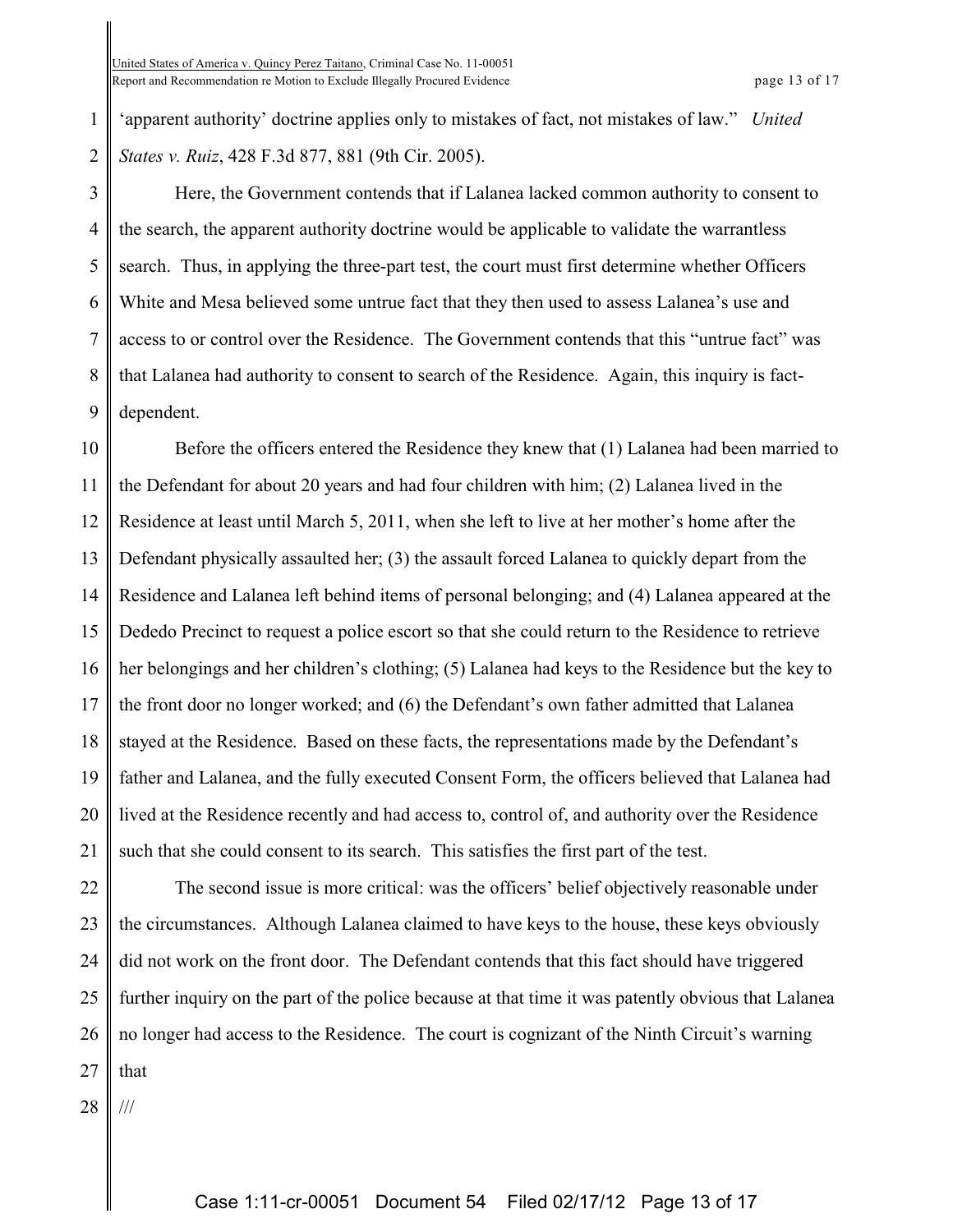'apparent authority' doctrine applies only to mistakes of fact, not mistakes of law." *United States v. Ruiz*, 428 F.3d 877, 881 (9th Cir. 2005).

Here, the Government contends that if Lalanea lacked common authority to consent to the search, the apparent authority doctrine would be applicable to validate the warrantless search. Thus, in applying the three-part test, the court must first determine whether Officers White and Mesa believed some untrue fact that they then used to assess Lalanea's use and access to or control over the Residence. The Government contends that this "untrue fact" was that Lalanea had authority to consent to search of the Residence. Again, this inquiry is fact-dependent.

Before the officers entered the Residence they knew that (1) Lalanea had been married to the Defendant for about 20 years and had four children with him; (2) Lalanea lived in the Residence at least until March 5, 2011, when she left to live at her mother's home after the Defendant physically assaulted her; (3) the assault forced Lalanea to quickly depart from the Residence and Lalanea left behind items of personal belonging; and (4) Lalanea appeared at the Dededo Precinct to request a police escort so that she could return to the Residence to retrieve her belongings and her children's clothing; (5) Lalanea had keys to the Residence but the key to the front door no longer worked; and (6) the Defendant's own father admitted that Lalanea stayed at the Residence. Based on these facts, the representations made by the Defendant's father and Lalanea, and the fully executed Consent Form, the officers believed that Lalanea had lived at the Residence recently and had access to, control of, and authority over the Residence such that she could consent to its search. This satisfies the first part of the test.

The second issue is more critical: was the officers' belief objectively reasonable under the circumstances. Although Lalanea claimed to have keys to the house, these keys obviously did not work on the front door. The Defendant contends that this fact should have triggered further inquiry on the part of the police because at that time it was patently obvious that Lalanea no longer had access to the Residence. The court is cognizant of the Ninth Circuit's warning that

///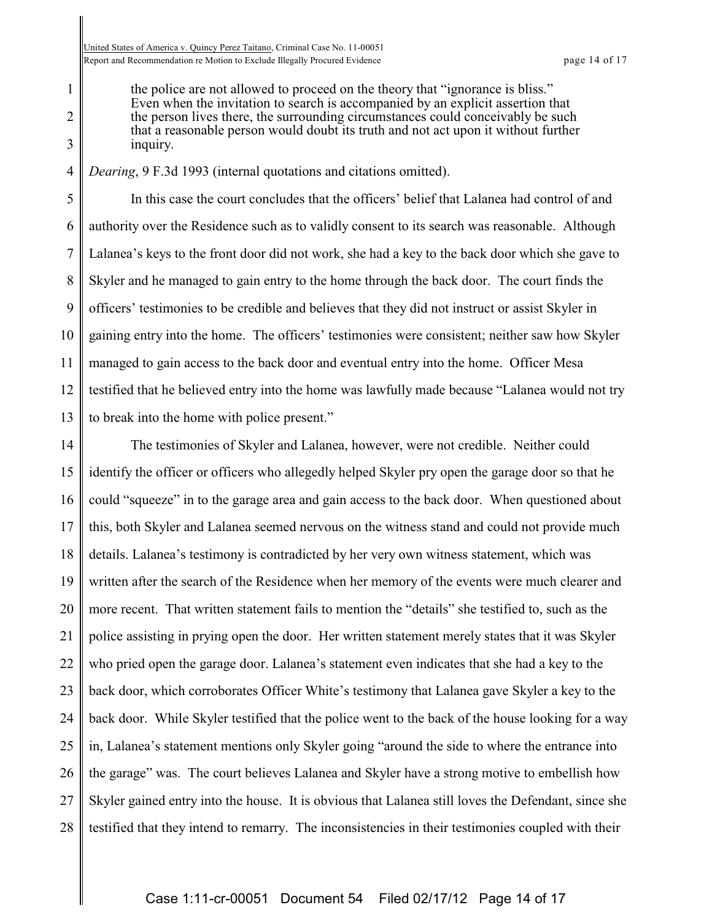> the police are not allowed to proceed on the theory that "ignorance is bliss." Even when the invitation to search is accompanied by an explicit assertion that the person lives there, the surrounding circumstances could conceivably be such that a reasonable person would doubt its truth and not act upon it without further inquiry.

*Dearing*, 9 F.3d 1993 (internal quotations and citations omitted).

In this case the court concludes that the officers' belief that Lalanea had control of and authority over the Residence such as to validly consent to its search was reasonable. Although Lalanea's keys to the front door did not work, she had a key to the back door which she gave to Skyler and he managed to gain entry to the home through the back door. The court finds the officers' testimonies to be credible and believes that they did not instruct or assist Skyler in gaining entry into the home. The officers' testimonies were consistent; neither saw how Skyler managed to gain access to the back door and eventual entry into the home. Officer Mesa testified that he believed entry into the home was lawfully made because "Lalanea would not try to break into the home with police present."

The testimonies of Skyler and Lalanea, however, were not credible. Neither could identify the officer or officers who allegedly helped Skyler pry open the garage door so that he could "squeeze" in to the garage area and gain access to the back door. When questioned about this, both Skyler and Lalanea seemed nervous on the witness stand and could not provide much details. Lalanea's testimony is contradicted by her very own witness statement, which was written after the search of the Residence when her memory of the events were much clearer and more recent. That written statement fails to mention the "details" she testified to, such as the police assisting in prying open the door. Her written statement merely states that it was Skyler who pried open the garage door. Lalanea's statement even indicates that she had a key to the back door, which corroborates Officer White's testimony that Lalanea gave Skyler a key to the back door. While Skyler testified that the police went to the back of the house looking for a way in, Lalanea's statement mentions only Skyler going "around the side to where the entrance into the garage" was. The court believes Lalanea and Skyler have a strong motive to embellish how Skyler gained entry into the house. It is obvious that Lalanea still loves the Defendant, since she testified that they intend to remarry. The inconsistencies in their testimonies coupled with their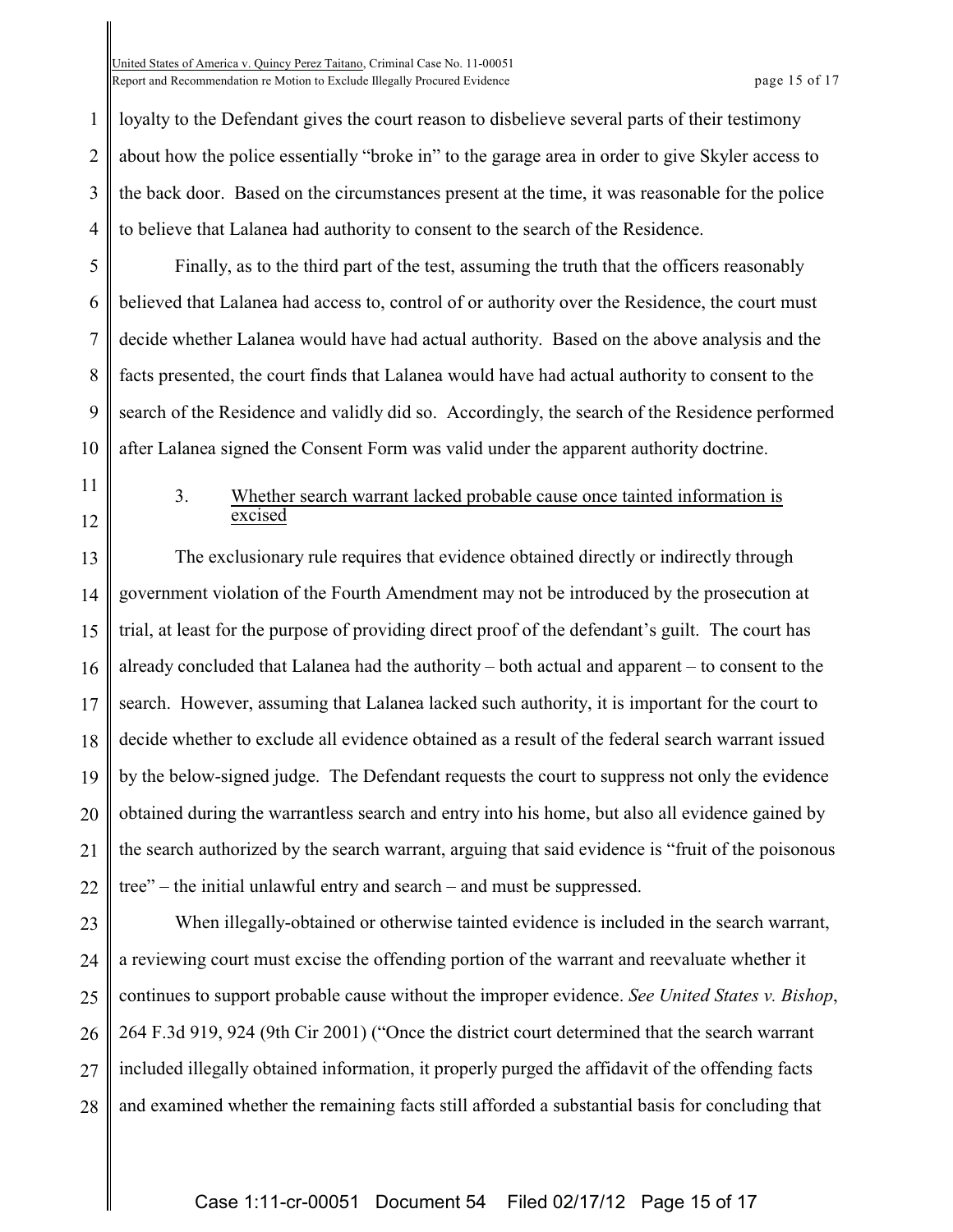loyalty to the Defendant gives the court reason to disbelieve several parts of their testimony about how the police essentially "broke in" to the garage area in order to give Skyler access to the back door. Based on the circumstances present at the time, it was reasonable for the police to believe that Lalanea had authority to consent to the search of the Residence.

Finally, as to the third part of the test, assuming the truth that the officers reasonably believed that Lalanea had access to, control of or authority over the Residence, the court must decide whether Lalanea would have had actual authority. Based on the above analysis and the facts presented, the court finds that Lalanea would have had actual authority to consent to the search of the Residence and validly did so. Accordingly, the search of the Residence performed after Lalanea signed the Consent Form was valid under the apparent authority doctrine.

3. Whether search warrant lacked probable cause once tainted information is excised

The exclusionary rule requires that evidence obtained directly or indirectly through government violation of the Fourth Amendment may not be introduced by the prosecution at trial, at least for the purpose of providing direct proof of the defendant's guilt. The court has already concluded that Lalanea had the authority – both actual and apparent – to consent to the search. However, assuming that Lalanea lacked such authority, it is important for the court to decide whether to exclude all evidence obtained as a result of the federal search warrant issued by the below-signed judge. The Defendant requests the court to suppress not only the evidence obtained during the warrantless search and entry into his home, but also all evidence gained by the search authorized by the search warrant, arguing that said evidence is "fruit of the poisonous tree" – the initial unlawful entry and search – and must be suppressed.

When illegally-obtained or otherwise tainted evidence is included in the search warrant, a reviewing court must excise the offending portion of the warrant and reevaluate whether it continues to support probable cause without the improper evidence. *See United States v. Bishop*, 264 F.3d 919, 924 (9th Cir 2001) ("Once the district court determined that the search warrant included illegally obtained information, it properly purged the affidavit of the offending facts and examined whether the remaining facts still afforded a substantial basis for concluding that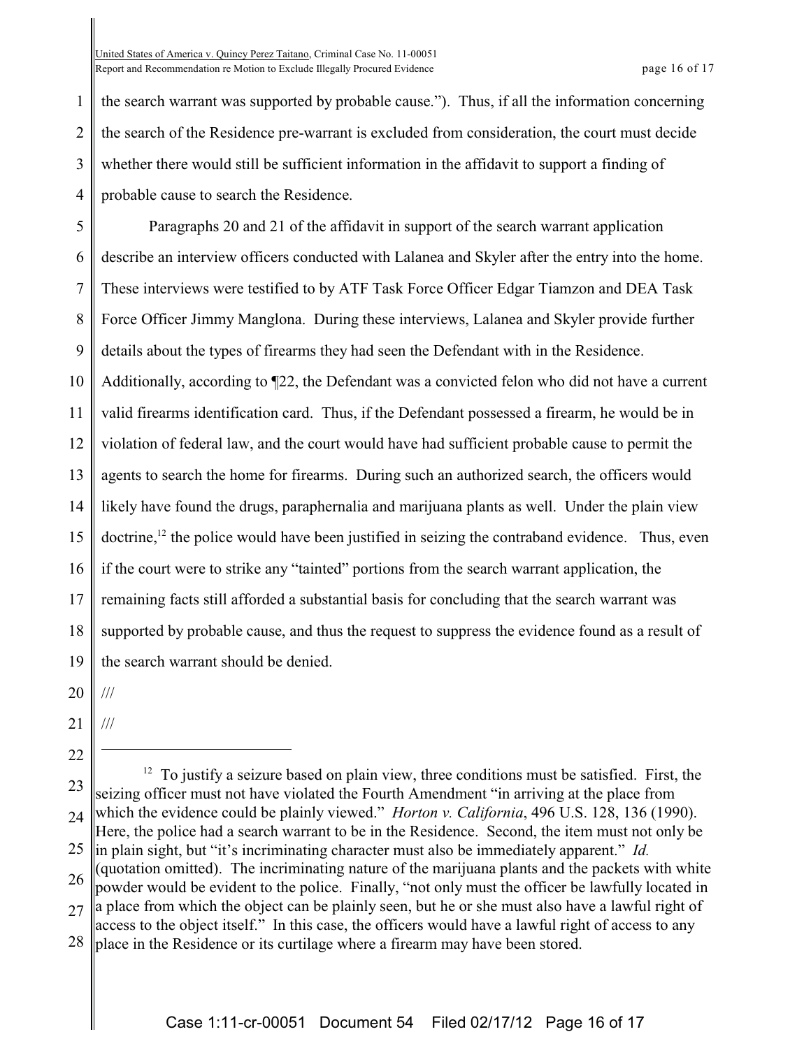the search warrant was supported by probable cause."). Thus, if all the information concerning the search of the Residence pre-warrant is excluded from consideration, the court must decide whether there would still be sufficient information in the affidavit to support a finding of probable cause to search the Residence.

Paragraphs 20 and 21 of the affidavit in support of the search warrant application describe an interview officers conducted with Lalanea and Skyler after the entry into the home. These interviews were testified to by ATF Task Force Officer Edgar Tiamzon and DEA Task Force Officer Jimmy Manglona. During these interviews, Lalanea and Skyler provide further details about the types of firearms they had seen the Defendant with in the Residence. Additionally, according to ¶22, the Defendant was a convicted felon who did not have a current valid firearms identification card. Thus, if the Defendant possessed a firearm, he would be in violation of federal law, and the court would have had sufficient probable cause to permit the agents to search the home for firearms. During such an authorized search, the officers would likely have found the drugs, paraphernalia and marijuana plants as well. Under the plain view doctrine,[12] the police would have been justified in seizing the contraband evidence. Thus, even if the court were to strike any "tainted" portions from the search warrant application, the remaining facts still afforded a substantial basis for concluding that the search warrant was supported by probable cause, and thus the request to suppress the evidence found as a result of the search warrant should be denied.

///

///

---

[12] To justify a seizure based on plain view, three conditions must be satisfied. First, the seizing officer must not have violated the Fourth Amendment "in arriving at the place from which the evidence could be plainly viewed." *Horton v. California*, 496 U.S. 128, 136 (1990). Here, the police had a search warrant to be in the Residence. Second, the item must not only be in plain sight, but "it's incriminating character must also be immediately apparent." *Id.* (quotation omitted). The incriminating nature of the marijuana plants and the packets with white powder would be evident to the police. Finally, "not only must the officer be lawfully located in a place from which the object can be plainly seen, but he or she must also have a lawful right of access to the object itself." In this case, the officers would have a lawful right of access to any place in the Residence or its curtilage where a firearm may have been stored.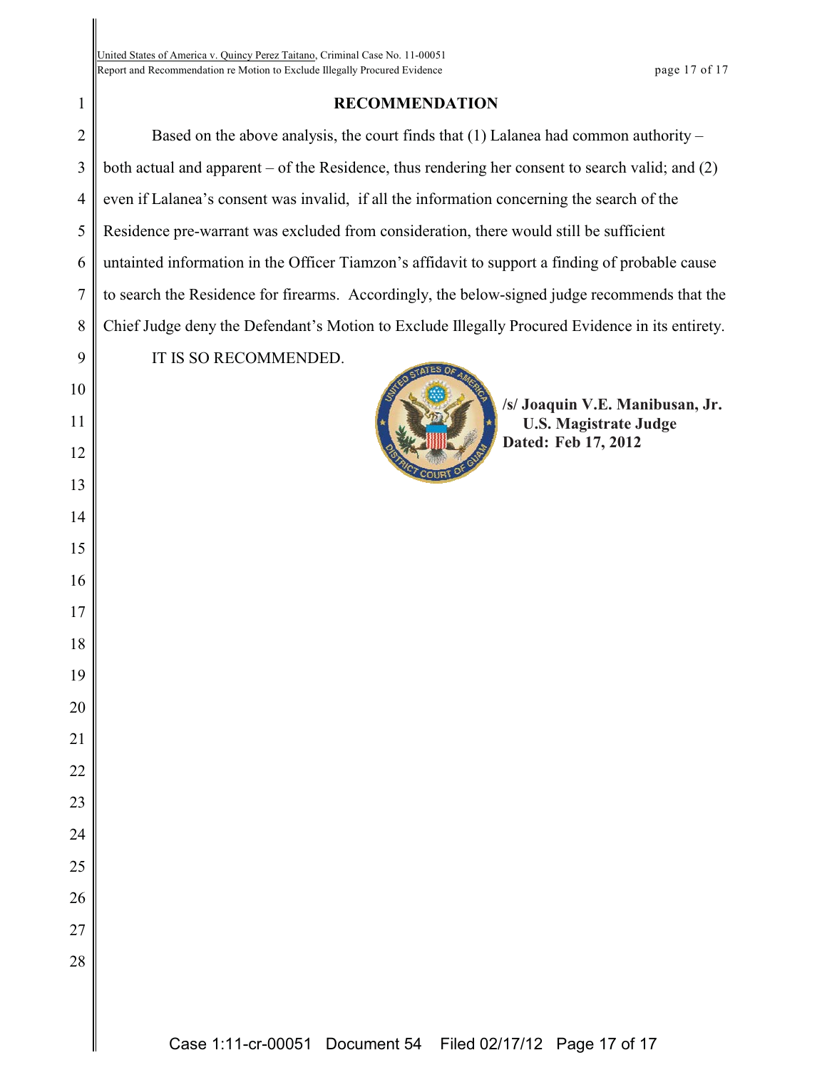## RECOMMENDATION

Based on the above analysis, the court finds that (1) Lalanea had common authority – both actual and apparent – of the Residence, thus rendering her consent to search valid; and (2) even if Lalanea's consent was invalid, if all the information concerning the search of the Residence pre-warrant was excluded from consideration, there would still be sufficient untainted information in the Officer Tiamzon's affidavit to support a finding of probable cause to search the Residence for firearms. Accordingly, the below-signed judge recommends that the Chief Judge deny the Defendant's Motion to Exclude Illegally Procured Evidence in its entirety.

IT IS SO RECOMMENDED.

**/s/ Joaquin V.E. Manibusan, Jr.**
**U.S. Magistrate Judge**
**Dated: Feb 17, 2012**